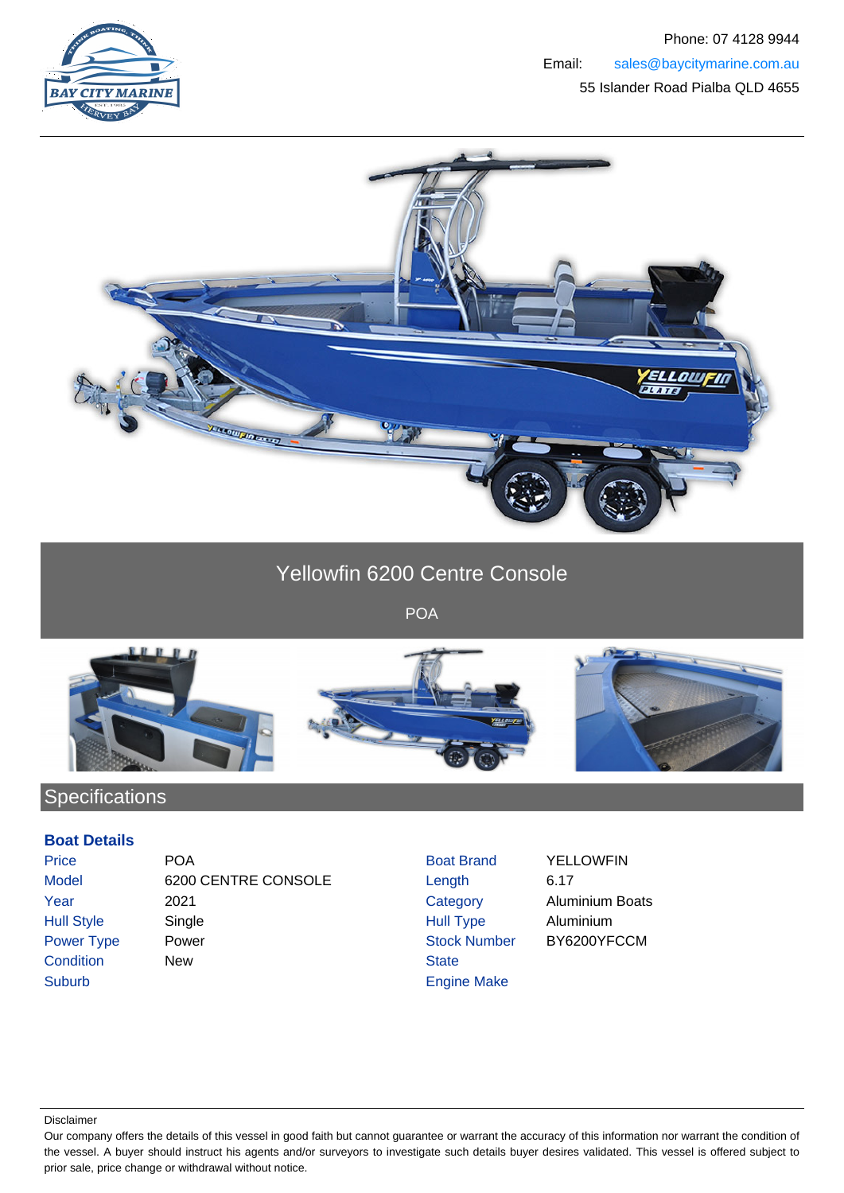Phone: 07 4128 9944

Email: sales@baycitymarine.com.au

55 Islander Road Pialba QLD 4655

# Yellowfin 6200 Centre Console

POA

## Specifications

### Boat Details

| | | | |
|---|---|---|---|
| Price | POA | Boat Brand | YELLOWFIN |
| Model | 6200 CENTRE CONSOLE | Length | 6.17 |
| Year | 2021 | Category | Aluminium Boats |
| Hull Style | Single | Hull Type | Aluminium |
| Power Type | Power | Stock Number | BY6200YFCCM |
| Condition | New | State | |
| Suburb | | Engine Make | |

Disclaimer

Our company offers the details of this vessel in good faith but cannot guarantee or warrant the accuracy of this information nor warrant the condition of the vessel. A buyer should instruct his agents and/or surveyors to investigate such details buyer desires validated. This vessel is offered subject to prior sale, price change or withdrawal without notice.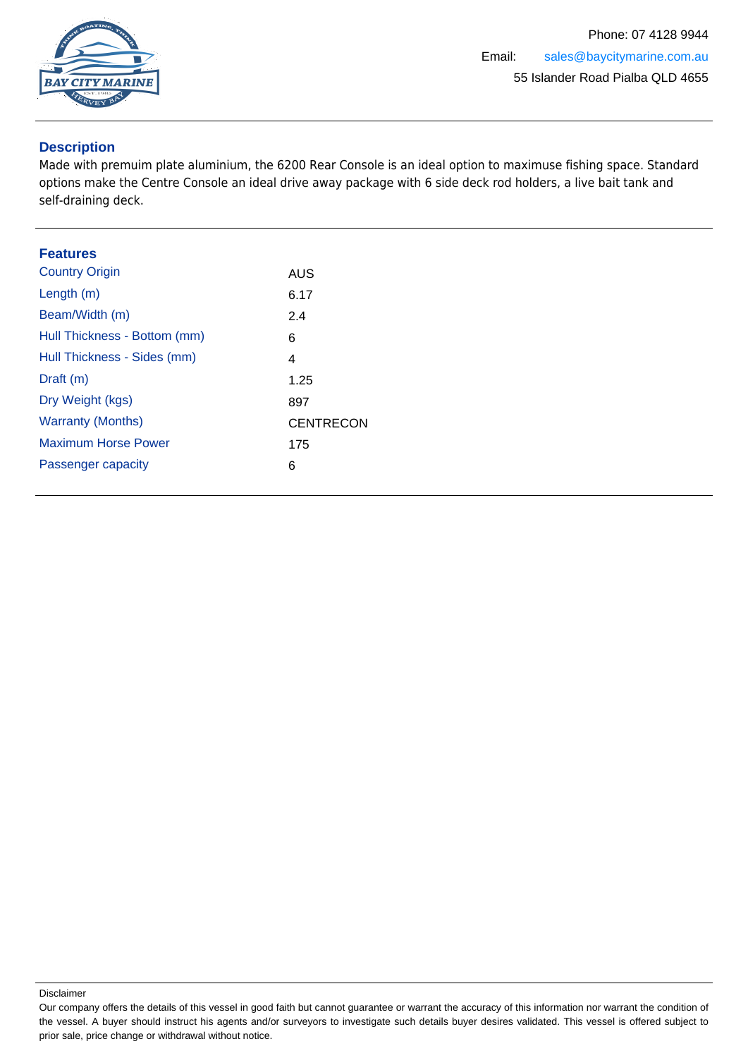Phone: 07 4128 9944

Email: sales@baycitymarine.com.au

55 Islander Road Pialba QLD 4655

## Description

Made with premuim plate aluminium, the 6200 Rear Console is an ideal option to maximuse fishing space. Standard options make the Centre Console an ideal drive away package with 6 side deck rod holders, a live bait tank and self-draining deck.

## Features

| | |
|---|---|
| Country Origin | AUS |
| Length (m) | 6.17 |
| Beam/Width (m) | 2.4 |
| Hull Thickness - Bottom (mm) | 6 |
| Hull Thickness - Sides (mm) | 4 |
| Draft (m) | 1.25 |
| Dry Weight (kgs) | 897 |
| Warranty (Months) | CENTRECON |
| Maximum Horse Power | 175 |
| Passenger capacity | 6 |

Disclaimer

Our company offers the details of this vessel in good faith but cannot guarantee or warrant the accuracy of this information nor warrant the condition of the vessel. A buyer should instruct his agents and/or surveyors to investigate such details buyer desires validated. This vessel is offered subject to prior sale, price change or withdrawal without notice.